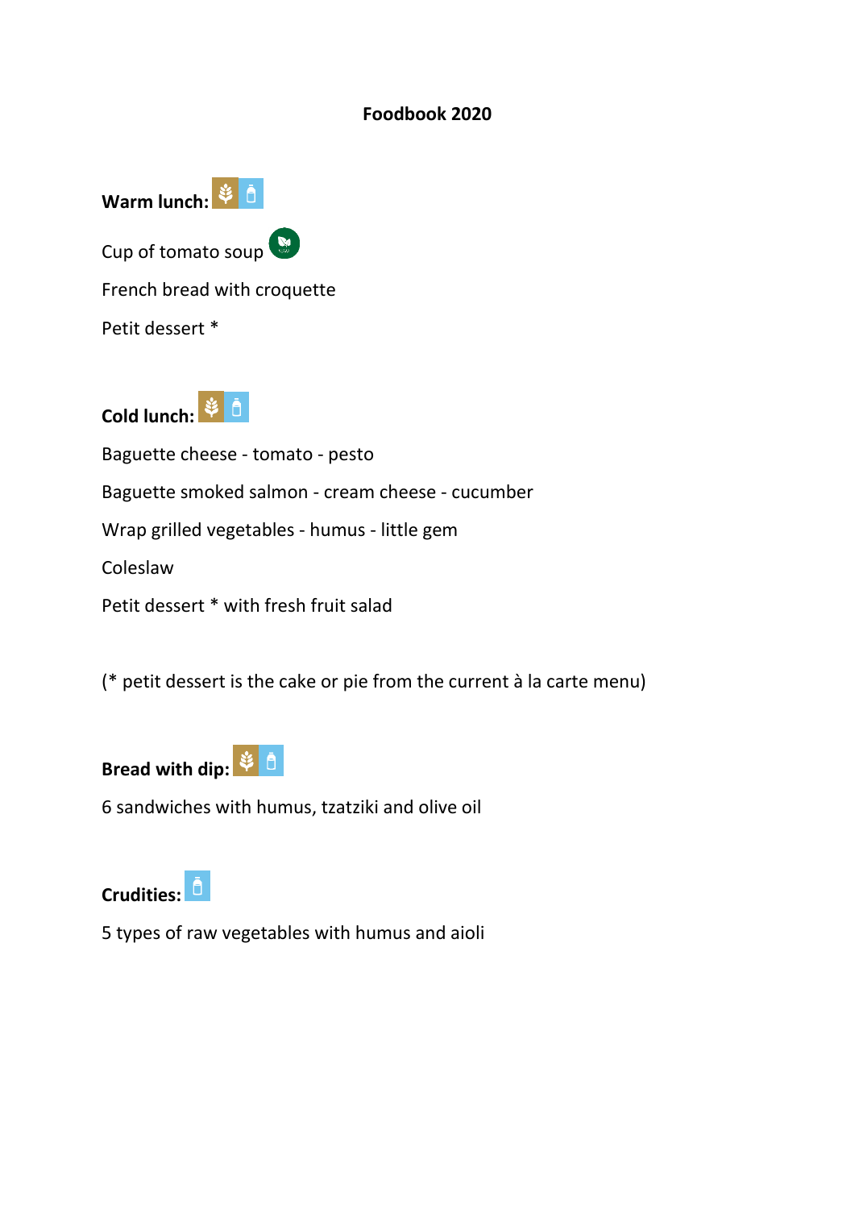# Foodbook 2020

**Warm lunch:**

Cup of tomato soup

French bread with croquette

Petit dessert *

**Cold lunch:**

Baguette cheese - tomato - pesto

Baguette smoked salmon - cream cheese - cucumber

Wrap grilled vegetables - humus - little gem

Coleslaw

Petit dessert * with fresh fruit salad

(* petit dessert is the cake or pie from the current à la carte menu)

**Bread with dip:**

6 sandwiches with humus, tzatziki and olive oil

**Crudities:**

5 types of raw vegetables with humus and aioli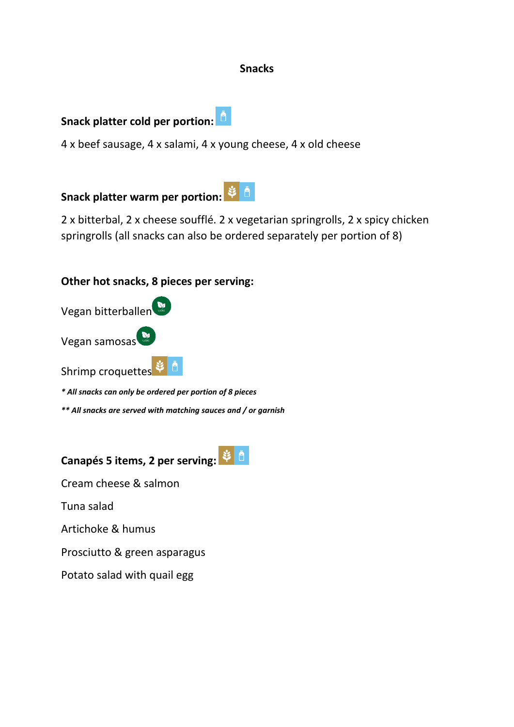## Snacks

**Snack platter cold per portion:**

4 x beef sausage, 4 x salami, 4 x young cheese, 4 x old cheese

**Snack platter warm per portion:**

2 x bitterbal, 2 x cheese soufflé. 2 x vegetarian springrolls, 2 x spicy chicken springrolls (all snacks can also be ordered separately per portion of 8)

**Other hot snacks, 8 pieces per serving:**

Vegan bitterballen

Vegan samosas

Shrimp croquettes

***\* All snacks can only be ordered per portion of 8 pieces***

***\*\* All snacks are served with matching sauces and / or garnish***

**Canapés 5 items, 2 per serving:**

Cream cheese & salmon

Tuna salad

Artichoke & humus

Prosciutto & green asparagus

Potato salad with quail egg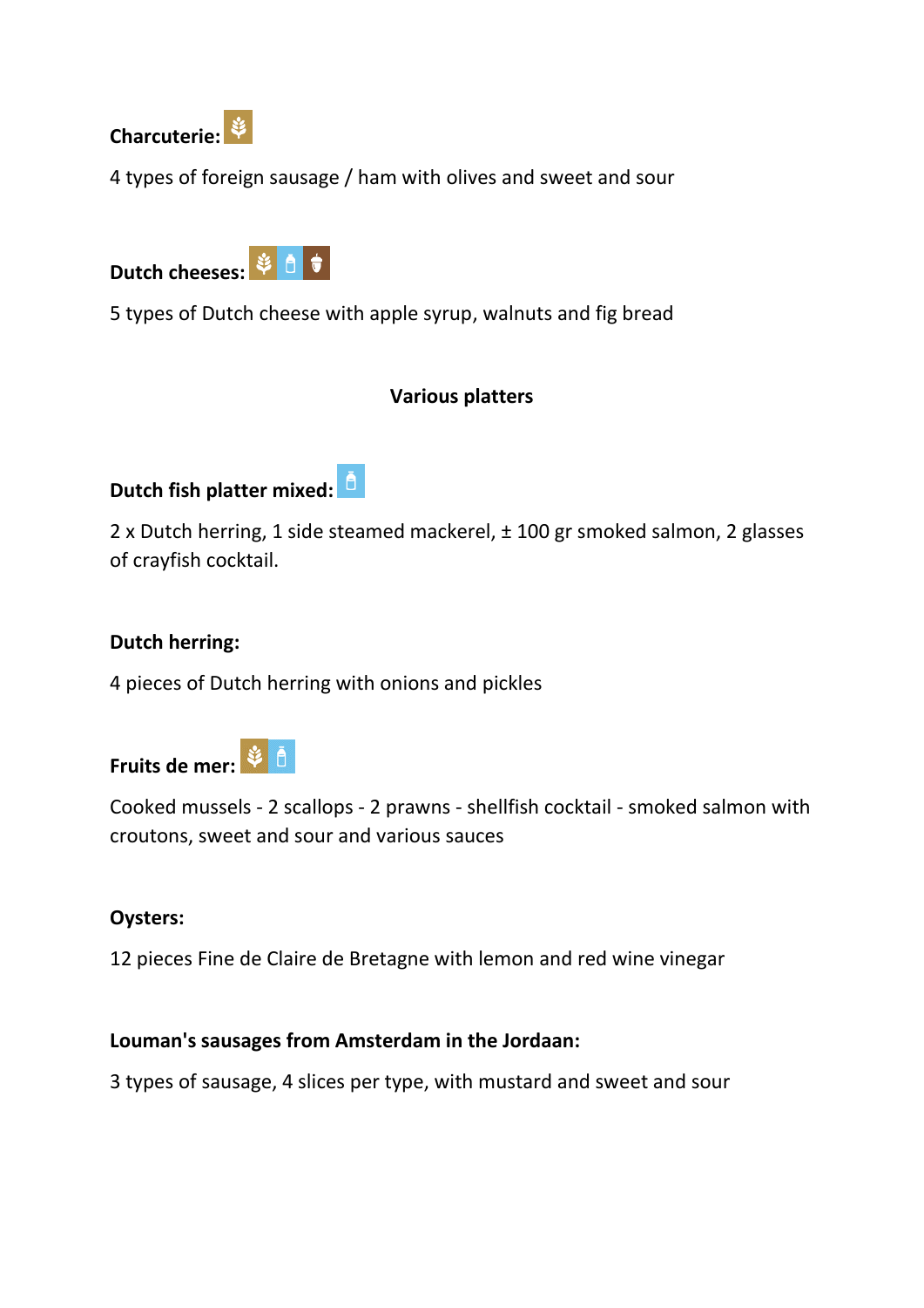**Charcuterie:**

4 types of foreign sausage / ham with olives and sweet and sour

**Dutch cheeses:**

5 types of Dutch cheese with apple syrup, walnuts and fig bread

## Various platters

**Dutch fish platter mixed:**

2 x Dutch herring, 1 side steamed mackerel, ± 100 gr smoked salmon, 2 glasses of crayfish cocktail.

**Dutch herring:**

4 pieces of Dutch herring with onions and pickles

**Fruits de mer:**

Cooked mussels - 2 scallops - 2 prawns - shellfish cocktail - smoked salmon with croutons, sweet and sour and various sauces

**Oysters:**

12 pieces Fine de Claire de Bretagne with lemon and red wine vinegar

**Louman's sausages from Amsterdam in the Jordaan:**

3 types of sausage, 4 slices per type, with mustard and sweet and sour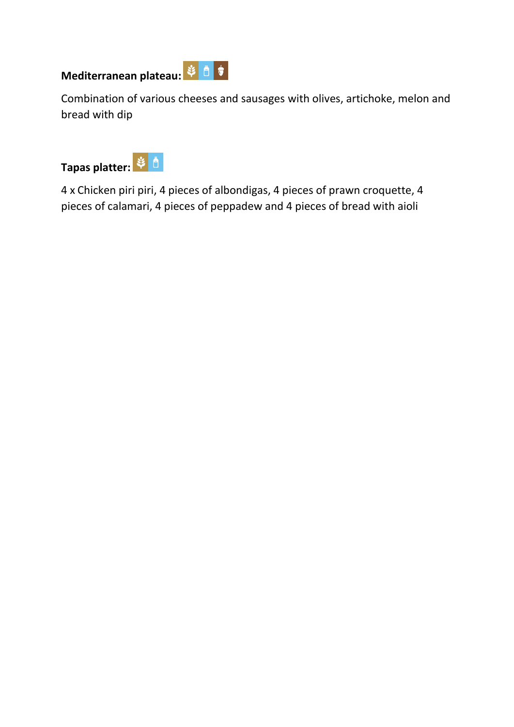**Mediterranean plateau:**

Combination of various cheeses and sausages with olives, artichoke, melon and bread with dip

**Tapas platter:**

4 x Chicken piri piri, 4 pieces of albondigas, 4 pieces of prawn croquette, 4 pieces of calamari, 4 pieces of peppadew and 4 pieces of bread with aioli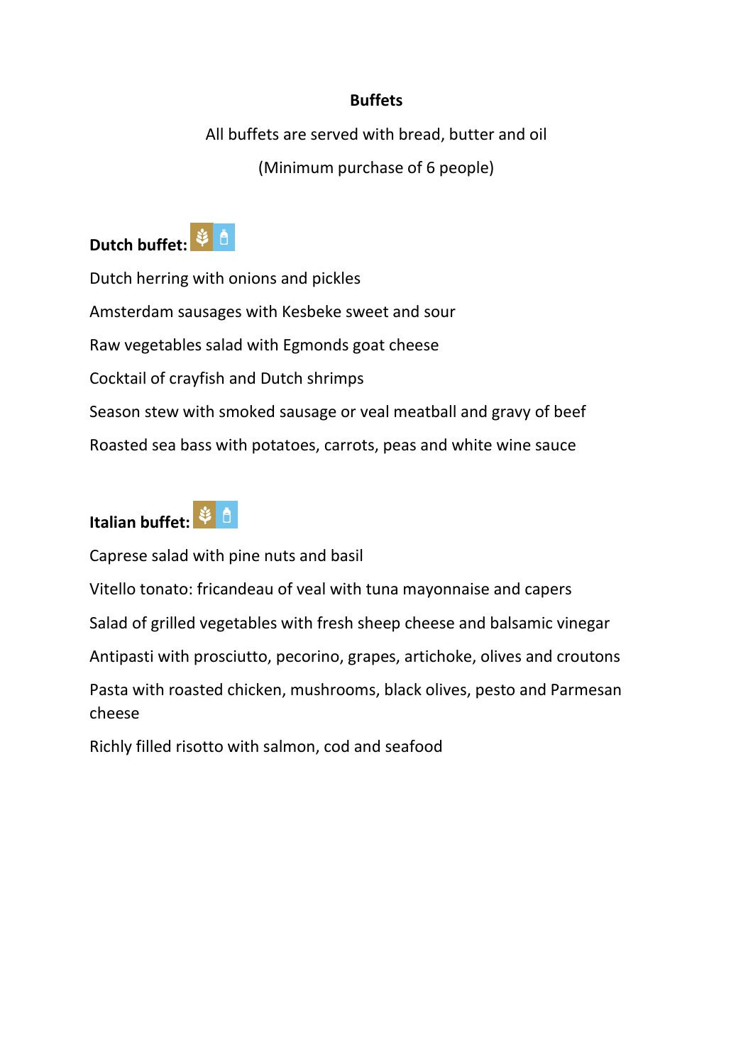## Buffets

All buffets are served with bread, butter and oil

(Minimum purchase of 6 people)

**Dutch buffet:**

Dutch herring with onions and pickles

Amsterdam sausages with Kesbeke sweet and sour

Raw vegetables salad with Egmonds goat cheese

Cocktail of crayfish and Dutch shrimps

Season stew with smoked sausage or veal meatball and gravy of beef

Roasted sea bass with potatoes, carrots, peas and white wine sauce

**Italian buffet:**

Caprese salad with pine nuts and basil

Vitello tonato: fricandeau of veal with tuna mayonnaise and capers

Salad of grilled vegetables with fresh sheep cheese and balsamic vinegar

Antipasti with prosciutto, pecorino, grapes, artichoke, olives and croutons

Pasta with roasted chicken, mushrooms, black olives, pesto and Parmesan cheese

Richly filled risotto with salmon, cod and seafood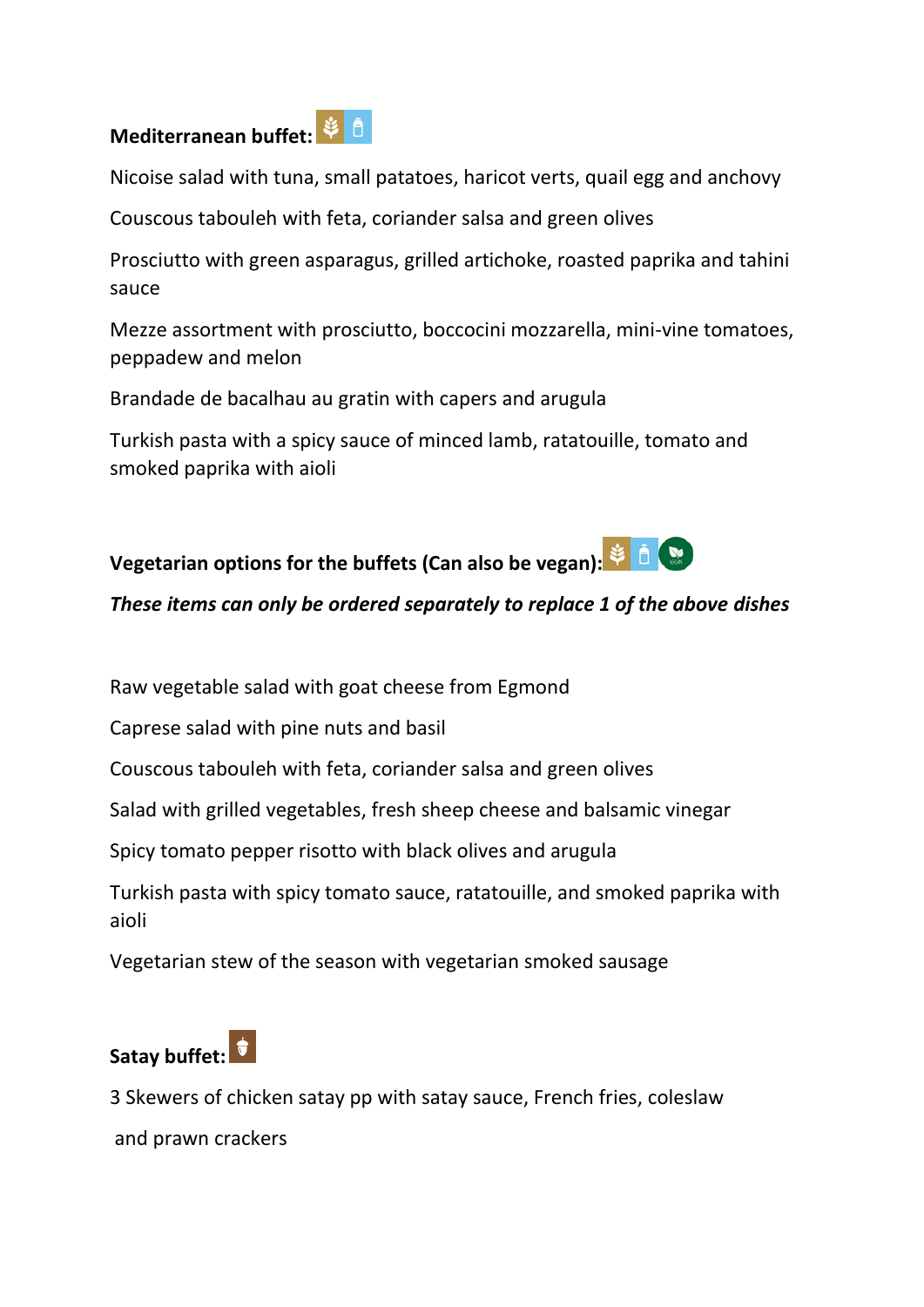**Mediterranean buffet:**

Nicoise salad with tuna, small patatoes, haricot verts, quail egg and anchovy

Couscous tabouleh with feta, coriander salsa and green olives

Prosciutto with green asparagus, grilled artichoke, roasted paprika and tahini sauce

Mezze assortment with prosciutto, boccocini mozzarella, mini-vine tomatoes, peppadew and melon

Brandade de bacalhau au gratin with capers and arugula

Turkish pasta with a spicy sauce of minced lamb, ratatouille, tomato and smoked paprika with aioli

**Vegetarian options for the buffets (Can also be vegan):**

***These items can only be ordered separately to replace 1 of the above dishes***

Raw vegetable salad with goat cheese from Egmond

Caprese salad with pine nuts and basil

Couscous tabouleh with feta, coriander salsa and green olives

Salad with grilled vegetables, fresh sheep cheese and balsamic vinegar

Spicy tomato pepper risotto with black olives and arugula

Turkish pasta with spicy tomato sauce, ratatouille, and smoked paprika with aioli

Vegetarian stew of the season with vegetarian smoked sausage

**Satay buffet:**

3 Skewers of chicken satay pp with satay sauce, French fries, coleslaw and prawn crackers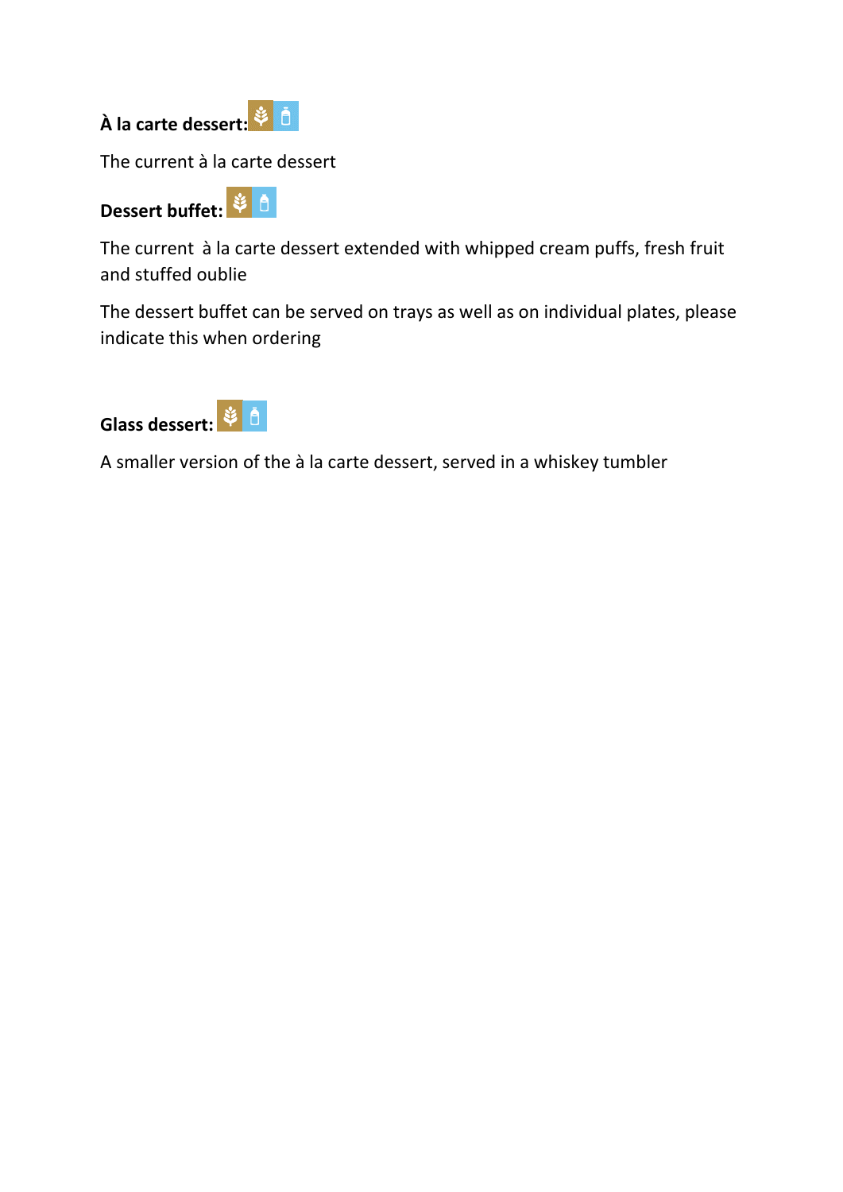**À la carte dessert:**

The current à la carte dessert

**Dessert buffet:**

The current à la carte dessert extended with whipped cream puffs, fresh fruit and stuffed oublie

The dessert buffet can be served on trays as well as on individual plates, please indicate this when ordering

**Glass dessert:**

A smaller version of the à la carte dessert, served in a whiskey tumbler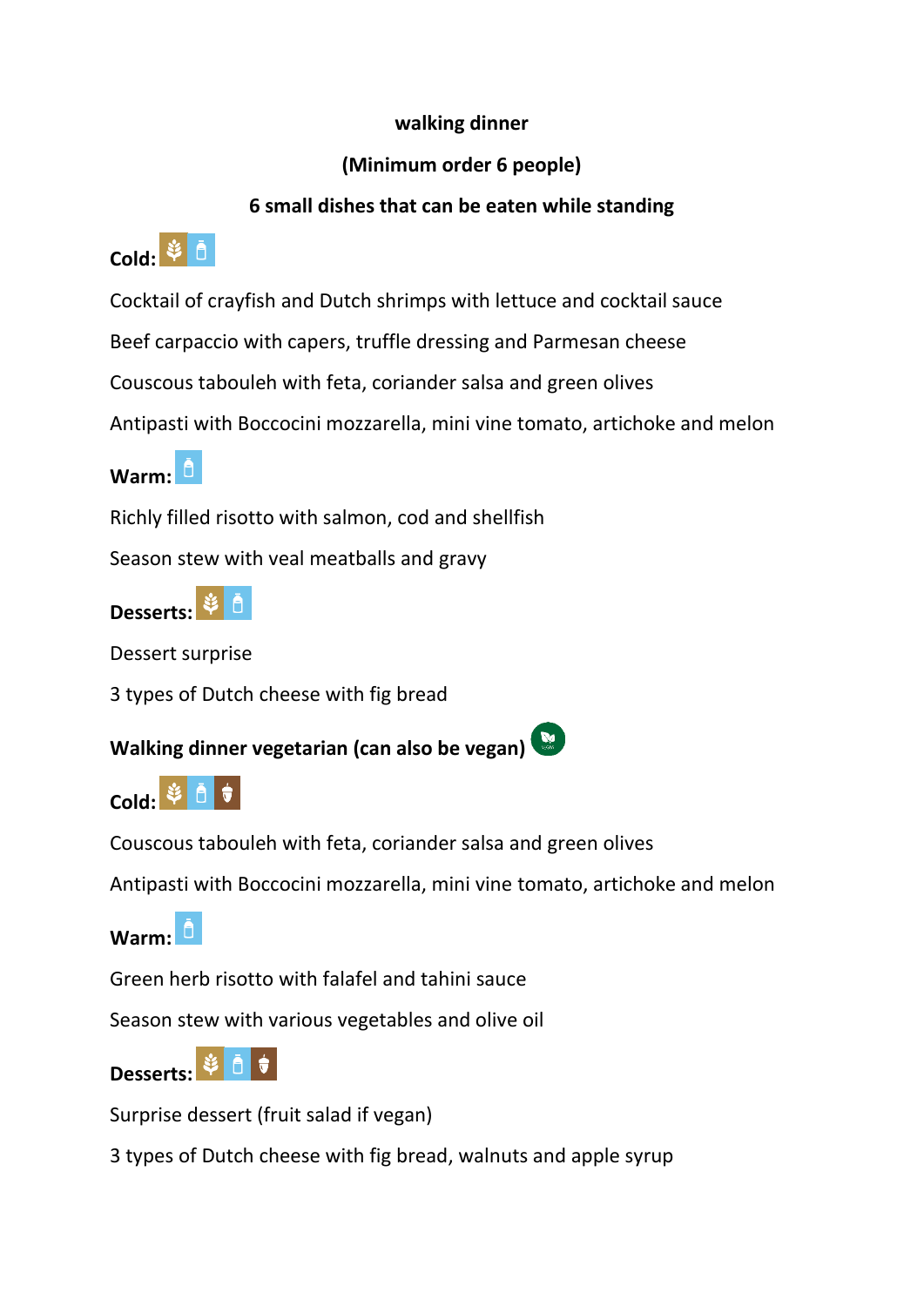**walking dinner**

**(Minimum order 6 people)**

**6 small dishes that can be eaten while standing**

**Cold:**

Cocktail of crayfish and Dutch shrimps with lettuce and cocktail sauce

Beef carpaccio with capers, truffle dressing and Parmesan cheese

Couscous tabouleh with feta, coriander salsa and green olives

Antipasti with Boccocini mozzarella, mini vine tomato, artichoke and melon

**Warm:**

Richly filled risotto with salmon, cod and shellfish

Season stew with veal meatballs and gravy

**Desserts:**

Dessert surprise

3 types of Dutch cheese with fig bread

**Walking dinner vegetarian (can also be vegan)**

**Cold:**

Couscous tabouleh with feta, coriander salsa and green olives

Antipasti with Boccocini mozzarella, mini vine tomato, artichoke and melon

**Warm:**

Green herb risotto with falafel and tahini sauce

Season stew with various vegetables and olive oil

**Desserts:**

Surprise dessert (fruit salad if vegan)

3 types of Dutch cheese with fig bread, walnuts and apple syrup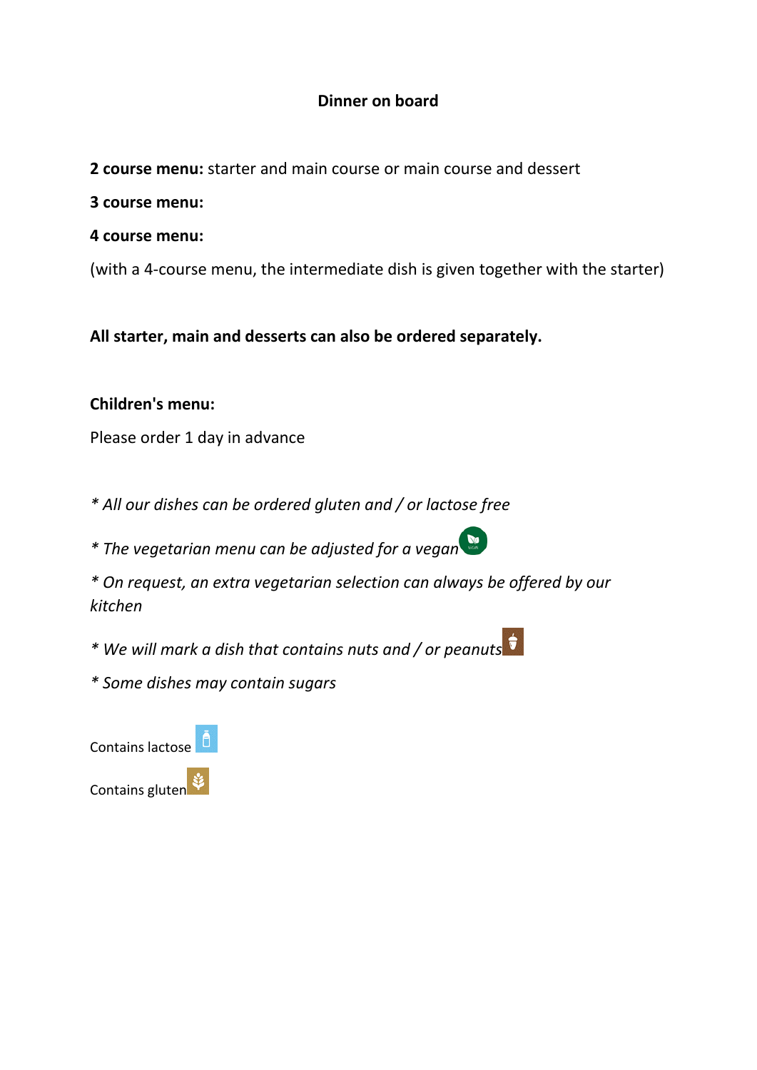**Dinner on board**

**2 course menu:** starter and main course or main course and dessert

**3 course menu:**

**4 course menu:**

(with a 4-course menu, the intermediate dish is given together with the starter)

**All starter, main and desserts can also be ordered separately.**

**Children's menu:**

Please order 1 day in advance

*\* All our dishes can be ordered gluten and / or lactose free*

*\* The vegetarian menu can be adjusted for a vegan*

*\* On request, an extra vegetarian selection can always be offered by our kitchen*

*\* We will mark a dish that contains nuts and / or peanuts*

*\* Some dishes may contain sugars*

Contains lactose

Contains gluten